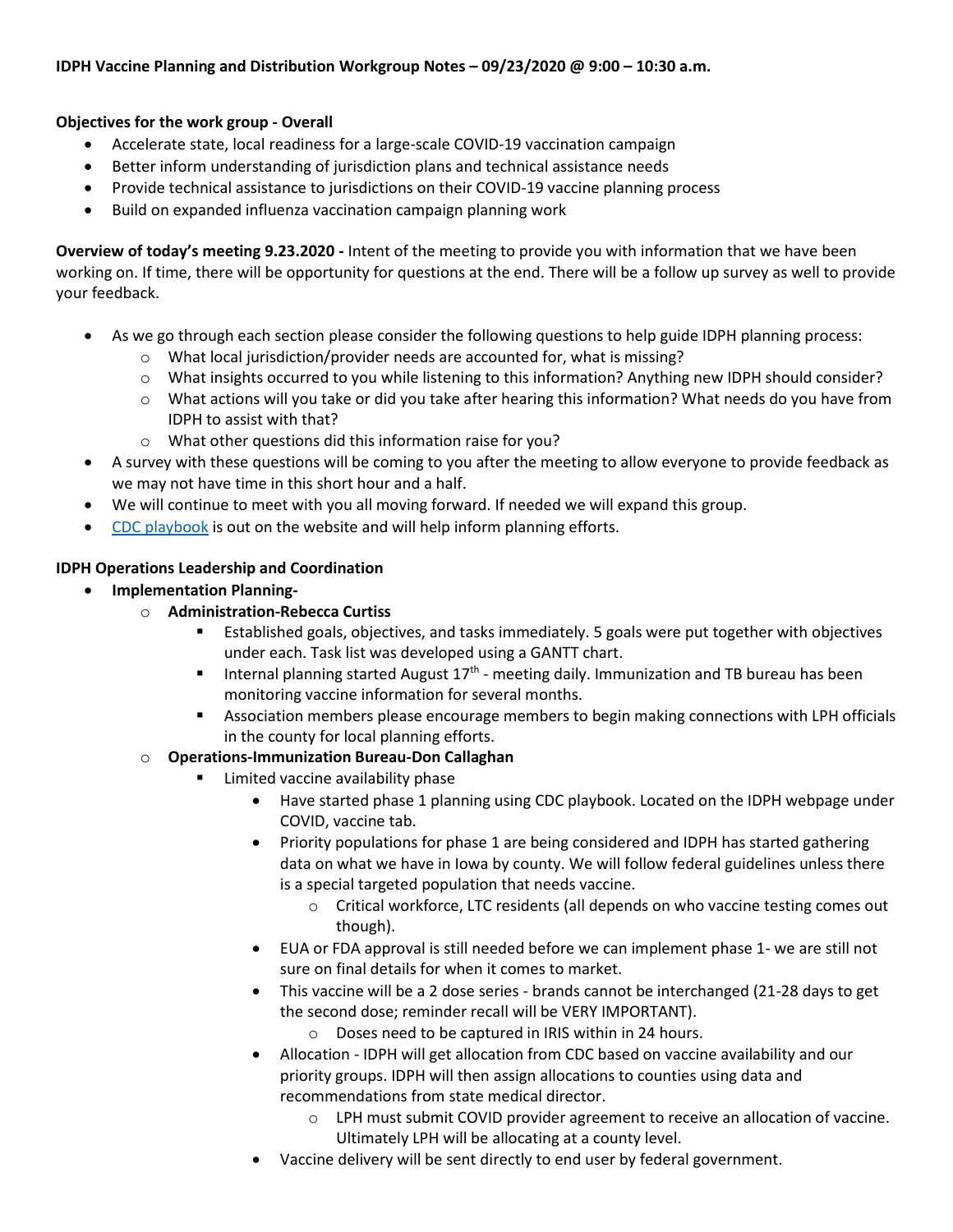**IDPH Vaccine Planning and Distribution Workgroup Notes – 09/23/2020 @ 9:00 – 10:30 a.m.**

**Objectives for the work group - Overall**

- Accelerate state, local readiness for a large-scale COVID-19 vaccination campaign
- Better inform understanding of jurisdiction plans and technical assistance needs
- Provide technical assistance to jurisdictions on their COVID-19 vaccine planning process
- Build on expanded influenza vaccination campaign planning work

**Overview of today's meeting 9.23.2020 -** Intent of the meeting to provide you with information that we have been working on. If time, there will be opportunity for questions at the end. There will be a follow up survey as well to provide your feedback.

- As we go through each section please consider the following questions to help guide IDPH planning process:
  - What local jurisdiction/provider needs are accounted for, what is missing?
  - What insights occurred to you while listening to this information? Anything new IDPH should consider?
  - What actions will you take or did you take after hearing this information? What needs do you have from IDPH to assist with that?
  - What other questions did this information raise for you?
- A survey with these questions will be coming to you after the meeting to allow everyone to provide feedback as we may not have time in this short hour and a half.
- We will continue to meet with you all moving forward. If needed we will expand this group.
- CDC playbook is out on the website and will help inform planning efforts.

**IDPH Operations Leadership and Coordination**

- **Implementation Planning-**
  - **Administration-Rebecca Curtiss**
    - Established goals, objectives, and tasks immediately. 5 goals were put together with objectives under each. Task list was developed using a GANTT chart.
    - Internal planning started August 17th - meeting daily. Immunization and TB bureau has been monitoring vaccine information for several months.
    - Association members please encourage members to begin making connections with LPH officials in the county for local planning efforts.
  - **Operations-Immunization Bureau-Don Callaghan**
    - Limited vaccine availability phase
      - Have started phase 1 planning using CDC playbook. Located on the IDPH webpage under COVID, vaccine tab.
      - Priority populations for phase 1 are being considered and IDPH has started gathering data on what we have in Iowa by county. We will follow federal guidelines unless there is a special targeted population that needs vaccine.
        - Critical workforce, LTC residents (all depends on who vaccine testing comes out though).
      - EUA or FDA approval is still needed before we can implement phase 1- we are still not sure on final details for when it comes to market.
      - This vaccine will be a 2 dose series - brands cannot be interchanged (21-28 days to get the second dose; reminder recall will be VERY IMPORTANT).
        - Doses need to be captured in IRIS within in 24 hours.
      - Allocation - IDPH will get allocation from CDC based on vaccine availability and our priority groups. IDPH will then assign allocations to counties using data and recommendations from state medical director.
        - LPH must submit COVID provider agreement to receive an allocation of vaccine. Ultimately LPH will be allocating at a county level.
      - Vaccine delivery will be sent directly to end user by federal government.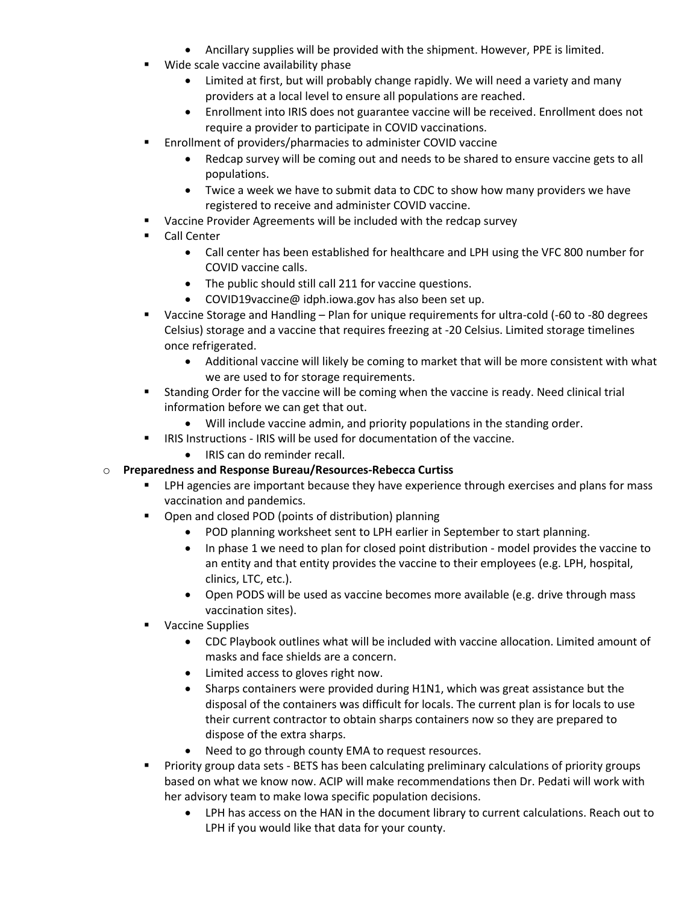- Ancillary supplies will be provided with the shipment. However, PPE is limited.
    - Wide scale vaccine availability phase
        - Limited at first, but will probably change rapidly. We will need a variety and many providers at a local level to ensure all populations are reached.
        - Enrollment into IRIS does not guarantee vaccine will be received. Enrollment does not require a provider to participate in COVID vaccinations.
    - Enrollment of providers/pharmacies to administer COVID vaccine
        - Redcap survey will be coming out and needs to be shared to ensure vaccine gets to all populations.
        - Twice a week we have to submit data to CDC to show how many providers we have registered to receive and administer COVID vaccine.
    - Vaccine Provider Agreements will be included with the redcap survey
    - Call Center
        - Call center has been established for healthcare and LPH using the VFC 800 number for COVID vaccine calls.
        - The public should still call 211 for vaccine questions.
        - COVID19vaccine@ idph.iowa.gov has also be set up.
    - Vaccine Storage and Handling – Plan for unique requirements for ultra-cold (-60 to -80 degrees Celsius) storage and a vaccine that requires freezing at -20 Celsius. Limited storage timelines once refrigerated.
        - Additional vaccine will likely be coming to market that will be more consistent with what we are used to for storage requirements.
    - Standing Order for the vaccine will be coming when the vaccine is ready. Need clinical trial information before we can get that out.
        - Will include vaccine admin, and priority populations in the standing order.
    - IRIS Instructions - IRIS will be used for documentation of the vaccine.
        - IRIS can do reminder recall.
- **Preparedness and Response Bureau/Resources-Rebecca Curtiss**
    - LPH agencies are important because they have experience through exercises and plans for mass vaccination and pandemics.
    - Open and closed POD (points of distribution) planning
        - POD planning worksheet sent to LPH earlier in September to start planning.
        - In phase 1 we need to plan for closed point distribution - model provides the vaccine to an entity and that entity provides the vaccine to their employees (e.g. LPH, hospital, clinics, LTC, etc.).
        - Open PODS will be used as vaccine becomes more available (e.g. drive through mass vaccination sites).
    - Vaccine Supplies
        - CDC Playbook outlines what will be included with vaccine allocation. Limited amount of masks and face shields are a concern.
        - Limited access to gloves right now.
        - Sharps containers were provided during H1N1, which was great assistance but the disposal of the containers was difficult for locals. The current plan is for locals to use their current contractor to obtain sharps containers now so they are prepared to dispose of the extra sharps.
        - Need to go through county EMA to request resources.
    - Priority group data sets - BETS has been calculating preliminary calculations of priority groups based on what we know now. ACIP will make recommendations then Dr. Pedati will work with her advisory team to make Iowa specific population decisions.
        - LPH has access on the HAN in the document library to current calculations. Reach out to LPH if you would like that data for your county.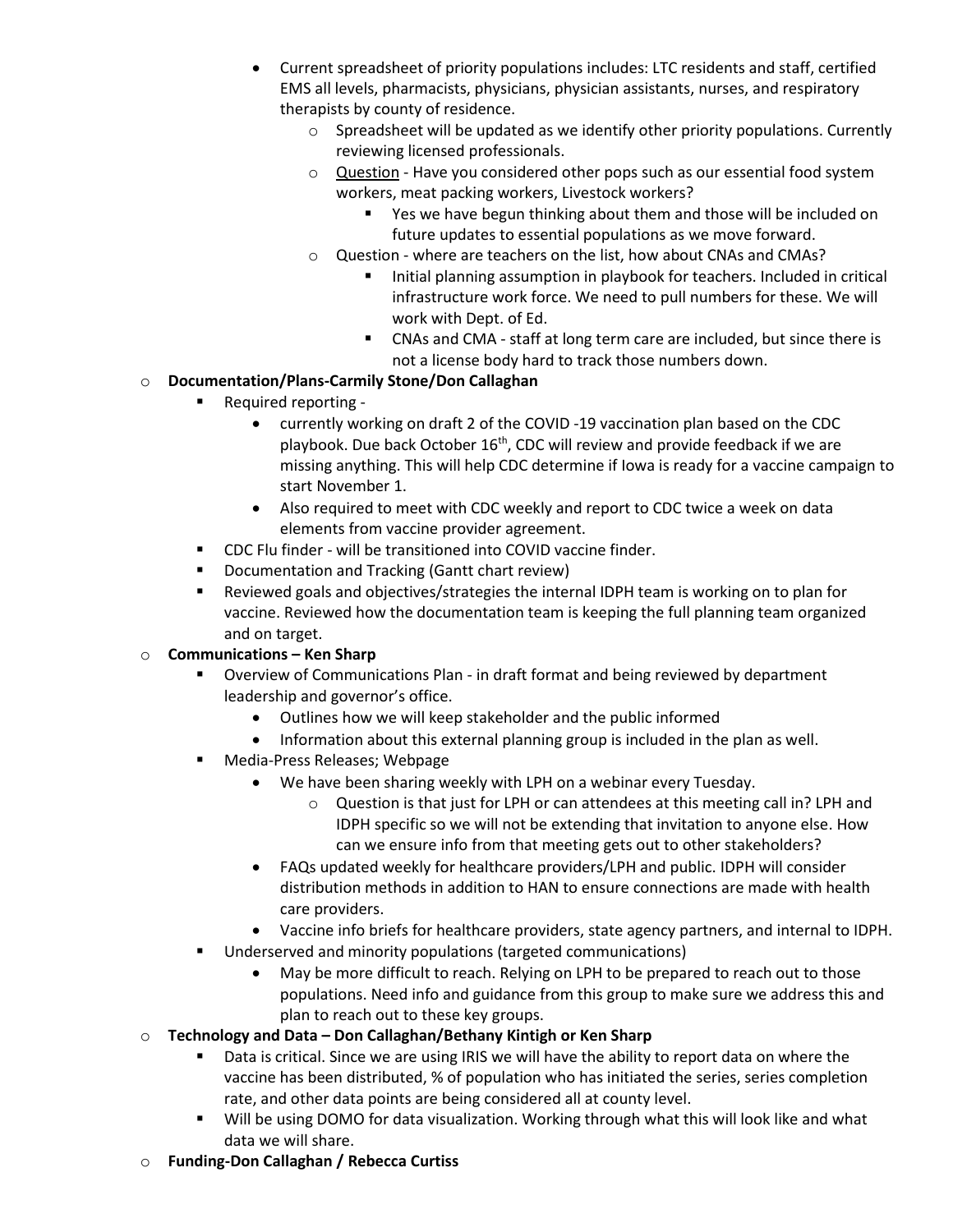- Current spreadsheet of priority populations includes: LTC residents and staff, certified EMS all levels, pharmacists, physicians, physician assistants, nurses, and respiratory therapists by county of residence.
  - Spreadsheet will be updated as we identify other priority populations. Currently reviewing licensed professionals.
  - Question - Have you considered other pops such as our essential food system workers, meat packing workers, Livestock workers?
    - Yes we have begun thinking about them and those will be included on future updates to essential populations as we move forward.
  - Question - where are teachers on the list, how about CNAs and CMAs?
    - Initial planning assumption in playbook for teachers. Included in critical infrastructure work force. We need to pull numbers for these. We will work with Dept. of Ed.
    - CNAs and CMA - staff at long term care are included, but since there is not a license body hard to track those numbers down.

- **Documentation/Plans-Carmily Stone/Don Callaghan**
  - Required reporting -
    - currently working on draft 2 of the COVID -19 vaccination plan based on the CDC playbook. Due back October 16th, CDC will review and provide feedback if we are missing anything. This will help CDC determine if Iowa is ready for a vaccine campaign to start November 1.
    - Also required to meet with CDC weekly and report to CDC twice a week on data elements from vaccine provider agreement.
  - CDC Flu finder - will be transitioned into COVID vaccine finder.
  - Documentation and Tracking (Gantt chart review)
  - Reviewed goals and objectives/strategies the internal IDPH team is working on to plan for vaccine. Reviewed how the documentation team is keeping the full planning team organized and on target.

- **Communications – Ken Sharp**
  - Overview of Communications Plan - in draft format and being reviewed by department leadership and governor's office.
    - Outlines how we will keep stakeholder and the public informed
    - Information about this external planning group is included in the plan as well.
  - Media-Press Releases; Webpage
    - We have been sharing weekly with LPH on a webinar every Tuesday.
      - Question is that just for LPH or can attendees at this meeting call in? LPH and IDPH specific so we will not be extending that invitation to anyone else. How can we ensure info from that meeting gets out to other stakeholders?
    - FAQs updated weekly for healthcare providers/LPH and public. IDPH will consider distribution methods in addition to HAN to ensure connections are made with health care providers.
    - Vaccine info briefs for healthcare providers, state agency partners, and internal to IDPH.
  - Underserved and minority populations (targeted communications)
    - May be more difficult to reach. Relying on LPH to be prepared to reach out to those populations. Need info and guidance from this group to make sure we address this and plan to reach out to these key groups.

- **Technology and Data – Don Callaghan/Bethany Kintigh or Ken Sharp**
  - Data is critical. Since we are using IRIS we will have the ability to report data on where the vaccine has been distributed, % of population who has initiated the series, series completion rate, and other data points are being considered all at county level.
  - Will be using DOMO for data visualization. Working through what this will look like and what data we will share.

- **Funding-Don Callaghan / Rebecca Curtiss**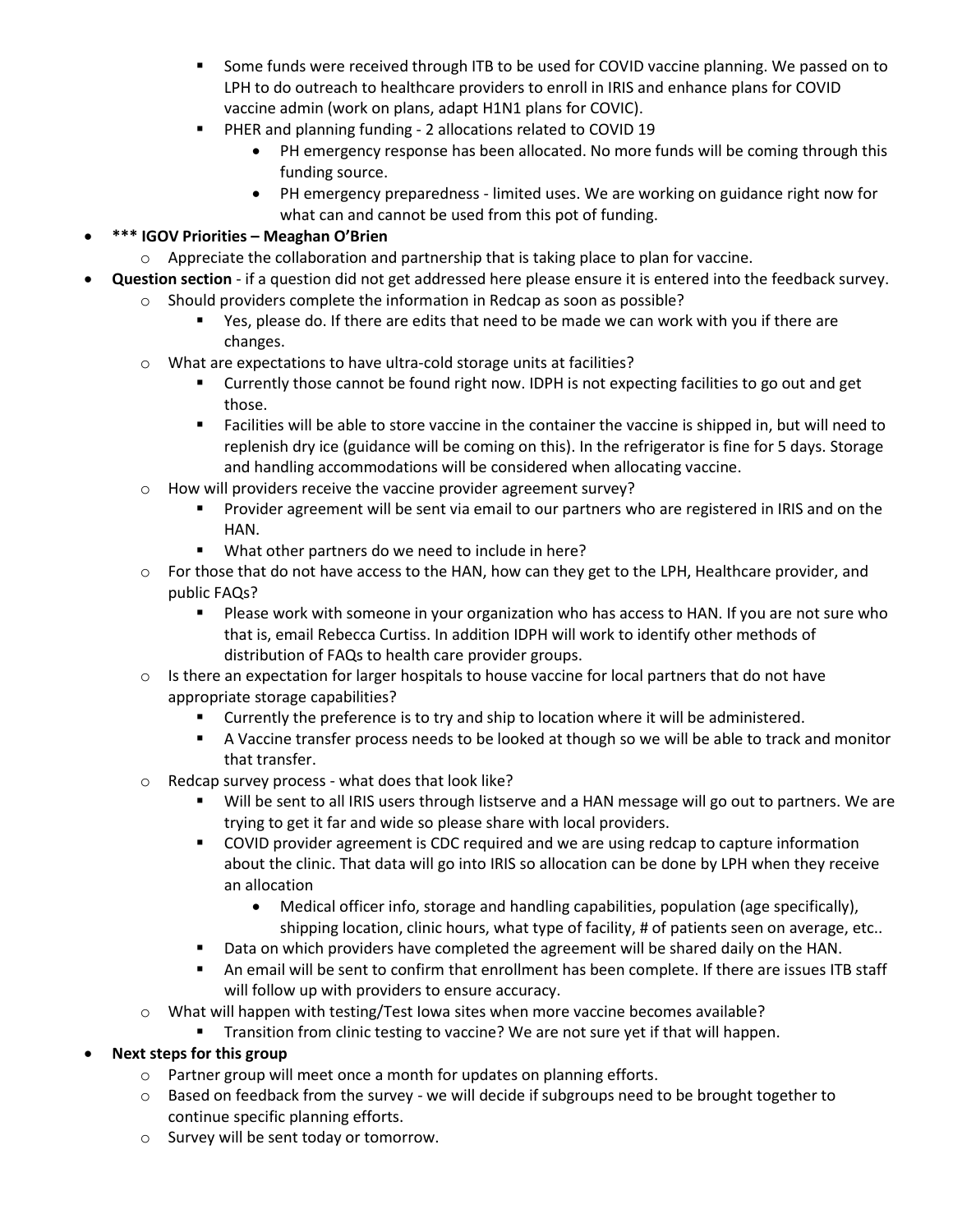- Some funds were received through ITB to be used for COVID vaccine planning. We passed on to LPH to do outreach to healthcare providers to enroll in IRIS and enhance plans for COVID vaccine admin (work on plans, adapt H1N1 plans for COVIC).
    - PHER and planning funding - 2 allocations related to COVID 19
      - PH emergency response has been allocated. No more funds will be coming through this funding source.
      - PH emergency preparedness - limited uses. We are working on guidance right now for what can and cannot be used from this pot of funding.
- **\*\*\* IGOV Priorities – Meaghan O'Brien**
  - Appreciate the collaboration and partnership that is taking place to plan for vaccine.
- **Question section** - if a question did not get addressed here please ensure it is entered into the feedback survey.
  - Should providers complete the information in Redcap as soon as possible?
    - Yes, please do. If there are edits that need to be made we can work with you if there are changes.
  - What are expectations to have ultra-cold storage units at facilities?
    - Currently those cannot be found right now. IDPH is not expecting facilities to go out and get those.
    - Facilities will be able to store vaccine in the container the vaccine is shipped in, but will need to replenish dry ice (guidance will be coming on this). In the refrigerator is fine for 5 days. Storage and handling accommodations will be considered when allocating vaccine.
  - How will providers receive the vaccine provider agreement survey?
    - Provider agreement will be sent via email to our partners who are registered in IRIS and on the HAN.
    - What other partners do we need to include in here?
  - For those that do not have access to the HAN, how can they get to the LPH, Healthcare provider, and public FAQs?
    - Please work with someone in your organization who has access to HAN. If you are not sure who that is, email Rebecca Curtiss. In addition IDPH will work to identify other methods of distribution of FAQs to health care provider groups.
  - Is there an expectation for larger hospitals to house vaccine for local partners that do not have appropriate storage capabilities?
    - Currently the preference is to try and ship to location where it will be administered.
    - A Vaccine transfer process needs to be looked at though so we will be able to track and monitor that transfer.
  - Redcap survey process - what does that look like?
    - Will be sent to all IRIS users through listserve and a HAN message will go out to partners. We are trying to get it far and wide so please share with local providers.
    - COVID provider agreement is CDC required and we are using redcap to capture information about the clinic. That data will go into IRIS so allocation can be done by LPH when they receive an allocation
      - Medical officer info, storage and handling capabilities, population (age specifically), shipping location, clinic hours, what type of facility, # of patients seen on average, etc..
    - Data on which providers have completed the agreement will be shared daily on the HAN.
    - An email will be sent to confirm that enrollment has been complete. If there are issues ITB staff will follow up with providers to ensure accuracy.
  - What will happen with testing/Test Iowa sites when more vaccine becomes available?
    - Transition from clinic testing to vaccine? We are not sure yet if that will happen.
- **Next steps for this group**
  - Partner group will meet once a month for updates on planning efforts.
  - Based on feedback from the survey - we will decide if subgroups need to be brought together to continue specific planning efforts.
  - Survey will be sent today or tomorrow.